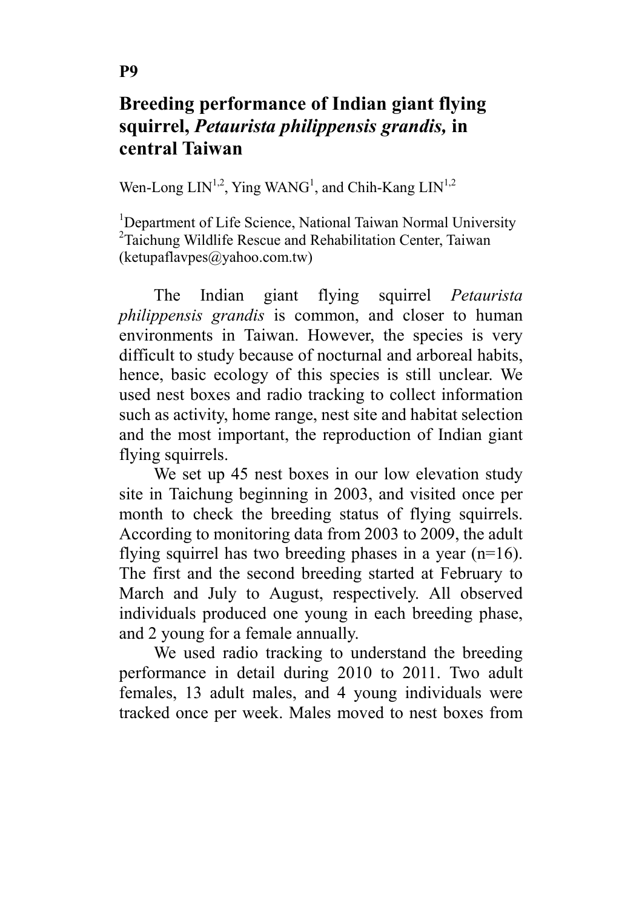**P9**

# Breeding performance of Indian giant flying squirrel, *Petaurista philippensis grandis,* in central Taiwan

Wen-Long LIN[1,2], Ying WANG[1], and Chih-Kang LIN[1,2]

[1]Department of Life Science, National Taiwan Normal University
[2]Taichung Wildlife Rescue and Rehabilitation Center, Taiwan
(ketupaflavpes@yahoo.com.tw)

The Indian giant flying squirrel *Petaurista philippensis grandis* is common, and closer to human environments in Taiwan. However, the species is very difficult to study because of nocturnal and arboreal habits, hence, basic ecology of this species is still unclear. We used nest boxes and radio tracking to collect information such as activity, home range, nest site and habitat selection and the most important, the reproduction of Indian giant flying squirrels.

We set up 45 nest boxes in our low elevation study site in Taichung beginning in 2003, and visited once per month to check the breeding status of flying squirrels. According to monitoring data from 2003 to 2009, the adult flying squirrel has two breeding phases in a year (n=16). The first and the second breeding started at February to March and July to August, respectively. All observed individuals produced one young in each breeding phase, and 2 young for a female annually.

We used radio tracking to understand the breeding performance in detail during 2010 to 2011. Two adult females, 13 adult males, and 4 young individuals were tracked once per week. Males moved to nest boxes from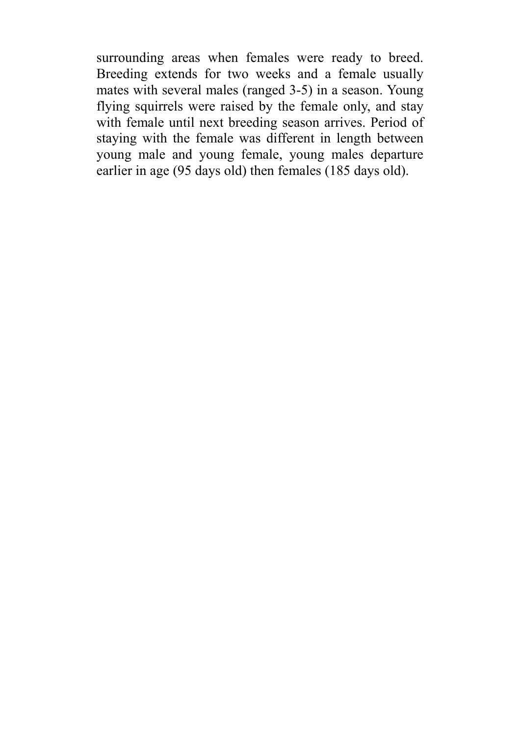surrounding areas when females were ready to breed. Breeding extends for two weeks and a female usually mates with several males (ranged 3-5) in a season. Young flying squirrels were raised by the female only, and stay with female until next breeding season arrives. Period of staying with the female was different in length between young male and young female, young males departure earlier in age (95 days old) then females (185 days old).